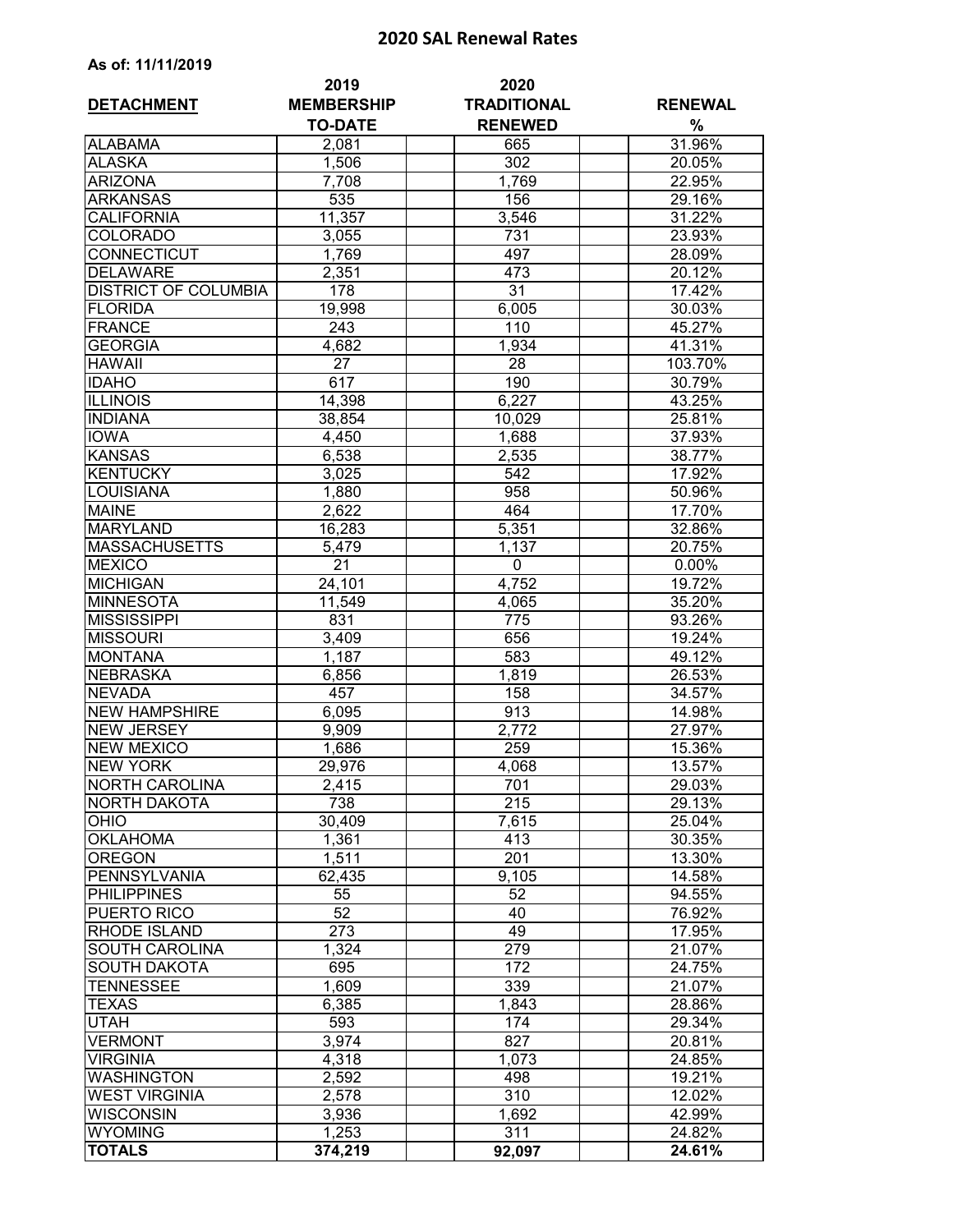# 2020 SAL Renewal Rates

**As of: 11/11/2019**

| DETACHMENT | 2019 MEMBERSHIP TO-DATE | 2020 TRADITIONAL RENEWED | RENEWAL % |
|---|---|---|---|
| ALABAMA | 2,081 | 665 | 31.96% |
| ALASKA | 1,506 | 302 | 20.05% |
| ARIZONA | 7,708 | 1,769 | 22.95% |
| ARKANSAS | 535 | 156 | 29.16% |
| CALIFORNIA | 11,357 | 3,546 | 31.22% |
| COLORADO | 3,055 | 731 | 23.93% |
| CONNECTICUT | 1,769 | 497 | 28.09% |
| DELAWARE | 2,351 | 473 | 20.12% |
| DISTRICT OF COLUMBIA | 178 | 31 | 17.42% |
| FLORIDA | 19,998 | 6,005 | 30.03% |
| FRANCE | 243 | 110 | 45.27% |
| GEORGIA | 4,682 | 1,934 | 41.31% |
| HAWAII | 27 | 28 | 103.70% |
| IDAHO | 617 | 190 | 30.79% |
| ILLINOIS | 14,398 | 6,227 | 43.25% |
| INDIANA | 38,854 | 10,029 | 25.81% |
| IOWA | 4,450 | 1,688 | 37.93% |
| KANSAS | 6,538 | 2,535 | 38.77% |
| KENTUCKY | 3,025 | 542 | 17.92% |
| LOUISIANA | 1,880 | 958 | 50.96% |
| MAINE | 2,622 | 464 | 17.70% |
| MARYLAND | 16,283 | 5,351 | 32.86% |
| MASSACHUSETTS | 5,479 | 1,137 | 20.75% |
| MEXICO | 21 | 0 | 0.00% |
| MICHIGAN | 24,101 | 4,752 | 19.72% |
| MINNESOTA | 11,549 | 4,065 | 35.20% |
| MISSISSIPPI | 831 | 775 | 93.26% |
| MISSOURI | 3,409 | 656 | 19.24% |
| MONTANA | 1,187 | 583 | 49.12% |
| NEBRASKA | 6,856 | 1,819 | 26.53% |
| NEVADA | 457 | 158 | 34.57% |
| NEW HAMPSHIRE | 6,095 | 913 | 14.98% |
| NEW JERSEY | 9,909 | 2,772 | 27.97% |
| NEW MEXICO | 1,686 | 259 | 15.36% |
| NEW YORK | 29,976 | 4,068 | 13.57% |
| NORTH CAROLINA | 2,415 | 701 | 29.03% |
| NORTH DAKOTA | 738 | 215 | 29.13% |
| OHIO | 30,409 | 7,615 | 25.04% |
| OKLAHOMA | 1,361 | 413 | 30.35% |
| OREGON | 1,511 | 201 | 13.30% |
| PENNSYLVANIA | 62,435 | 9,105 | 14.58% |
| PHILIPPINES | 55 | 52 | 94.55% |
| PUERTO RICO | 52 | 40 | 76.92% |
| RHODE ISLAND | 273 | 49 | 17.95% |
| SOUTH CAROLINA | 1,324 | 279 | 21.07% |
| SOUTH DAKOTA | 695 | 172 | 24.75% |
| TENNESSEE | 1,609 | 339 | 21.07% |
| TEXAS | 6,385 | 1,843 | 28.86% |
| UTAH | 593 | 174 | 29.34% |
| VERMONT | 3,974 | 827 | 20.81% |
| VIRGINIA | 4,318 | 1,073 | 24.85% |
| WASHINGTON | 2,592 | 498 | 19.21% |
| WEST VIRGINIA | 2,578 | 310 | 12.02% |
| WISCONSIN | 3,936 | 1,692 | 42.99% |
| WYOMING | 1,253 | 311 | 24.82% |
| **TOTALS** | **374,219** | **92,097** | **24.61%** |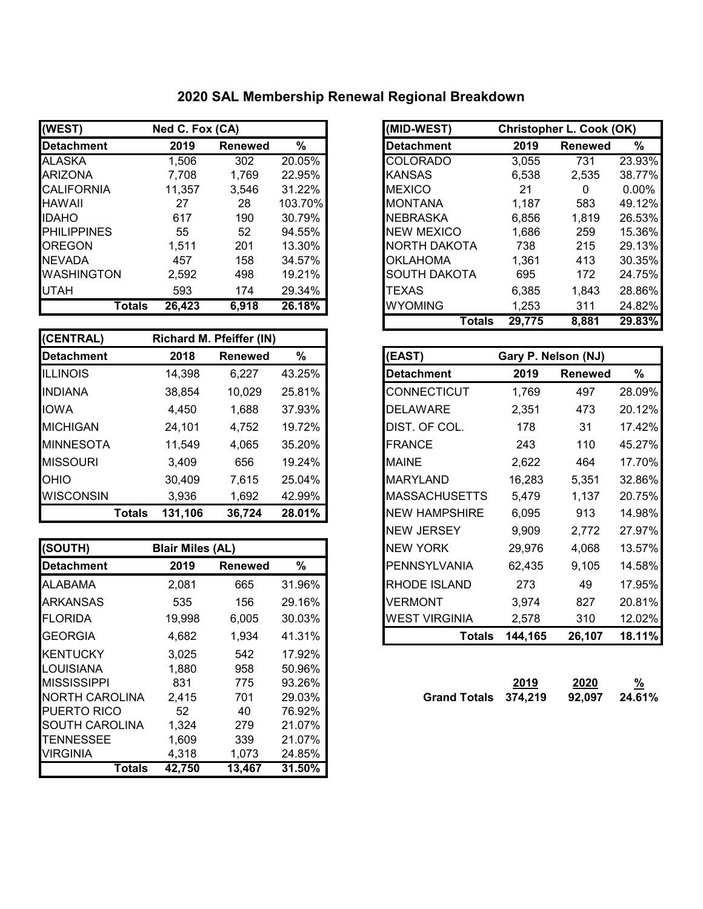# 2020 SAL Membership Renewal Regional Breakdown

| (WEST) | Ned C. Fox (CA) | | |
|---|---|---|---|
| **Detachment** | **2019** | **Renewed** | **%** |
| ALASKA | 1,506 | 302 | 20.05% |
| ARIZONA | 7,708 | 1,769 | 22.95% |
| CALIFORNIA | 11,357 | 3,546 | 31.22% |
| HAWAII | 27 | 28 | 103.70% |
| IDAHO | 617 | 190 | 30.79% |
| PHILIPPINES | 55 | 52 | 94.55% |
| OREGON | 1,511 | 201 | 13.30% |
| NEVADA | 457 | 158 | 34.57% |
| WASHINGTON | 2,592 | 498 | 19.21% |
| UTAH | 593 | 174 | 29.34% |
| **Totals** | **26,423** | **6,918** | **26.18%** |

| (CENTRAL) | Richard M. Pfeiffer (IN) | | |
|---|---|---|---|
| **Detachment** | **2018** | **Renewed** | **%** |
| ILLINOIS | 14,398 | 6,227 | 43.25% |
| INDIANA | 38,854 | 10,029 | 25.81% |
| IOWA | 4,450 | 1,688 | 37.93% |
| MICHIGAN | 24,101 | 4,752 | 19.72% |
| MINNESOTA | 11,549 | 4,065 | 35.20% |
| MISSOURI | 3,409 | 656 | 19.24% |
| OHIO | 30,409 | 7,615 | 25.04% |
| WISCONSIN | 3,936 | 1,692 | 42.99% |
| **Totals** | **131,106** | **36,724** | **28.01%** |

| (SOUTH) | Blair Miles (AL) | | |
|---|---|---|---|
| **Detachment** | **2019** | **Renewed** | **%** |
| ALABAMA | 2,081 | 665 | 31.96% |
| ARKANSAS | 535 | 156 | 29.16% |
| FLORIDA | 19,998 | 6,005 | 30.03% |
| GEORGIA | 4,682 | 1,934 | 41.31% |
| KENTUCKY | 3,025 | 542 | 17.92% |
| LOUISIANA | 1,880 | 958 | 50.96% |
| MISSISSIPPI | 831 | 775 | 93.26% |
| NORTH CAROLINA | 2,415 | 701 | 29.03% |
| PUERTO RICO | 52 | 40 | 76.92% |
| SOUTH CAROLINA | 1,324 | 279 | 21.07% |
| TENNESSEE | 1,609 | 339 | 21.07% |
| VIRGINIA | 4,318 | 1,073 | 24.85% |
| **Totals** | **42,750** | **13,467** | **31.50%** |

| (MID-WEST) | Christopher L. Cook (OK) | | |
|---|---|---|---|
| **Detachment** | **2019** | **Renewed** | **%** |
| COLORADO | 3,055 | 731 | 23.93% |
| KANSAS | 6,538 | 2,535 | 38.77% |
| MEXICO | 21 | 0 | 0.00% |
| MONTANA | 1,187 | 583 | 49.12% |
| NEBRASKA | 6,856 | 1,819 | 26.53% |
| NEW MEXICO | 1,686 | 259 | 15.36% |
| NORTH DAKOTA | 738 | 215 | 29.13% |
| OKLAHOMA | 1,361 | 413 | 30.35% |
| SOUTH DAKOTA | 695 | 172 | 24.75% |
| TEXAS | 6,385 | 1,843 | 28.86% |
| WYOMING | 1,253 | 311 | 24.82% |
| **Totals** | **29,775** | **8,881** | **29.83%** |

| (EAST) | Gary P. Nelson (NJ) | | |
|---|---|---|---|
| **Detachment** | **2019** | **Renewed** | **%** |
| CONNECTICUT | 1,769 | 497 | 28.09% |
| DELAWARE | 2,351 | 473 | 20.12% |
| DIST. OF COL. | 178 | 31 | 17.42% |
| FRANCE | 243 | 110 | 45.27% |
| MAINE | 2,622 | 464 | 17.70% |
| MARYLAND | 16,283 | 5,351 | 32.86% |
| MASSACHUSETTS | 5,479 | 1,137 | 20.75% |
| NEW HAMPSHIRE | 6,095 | 913 | 14.98% |
| NEW JERSEY | 9,909 | 2,772 | 27.97% |
| NEW YORK | 29,976 | 4,068 | 13.57% |
| PENNSYLVANIA | 62,435 | 9,105 | 14.58% |
| RHODE ISLAND | 273 | 49 | 17.95% |
| VERMONT | 3,974 | 827 | 20.81% |
| WEST VIRGINIA | 2,578 | 310 | 12.02% |
| **Totals** | **144,165** | **26,107** | **18.11%** |

| | **2019** | **2020** | **%** |
|---|---|---|---|
| **Grand Totals** | **374,219** | **92,097** | **24.61%** |